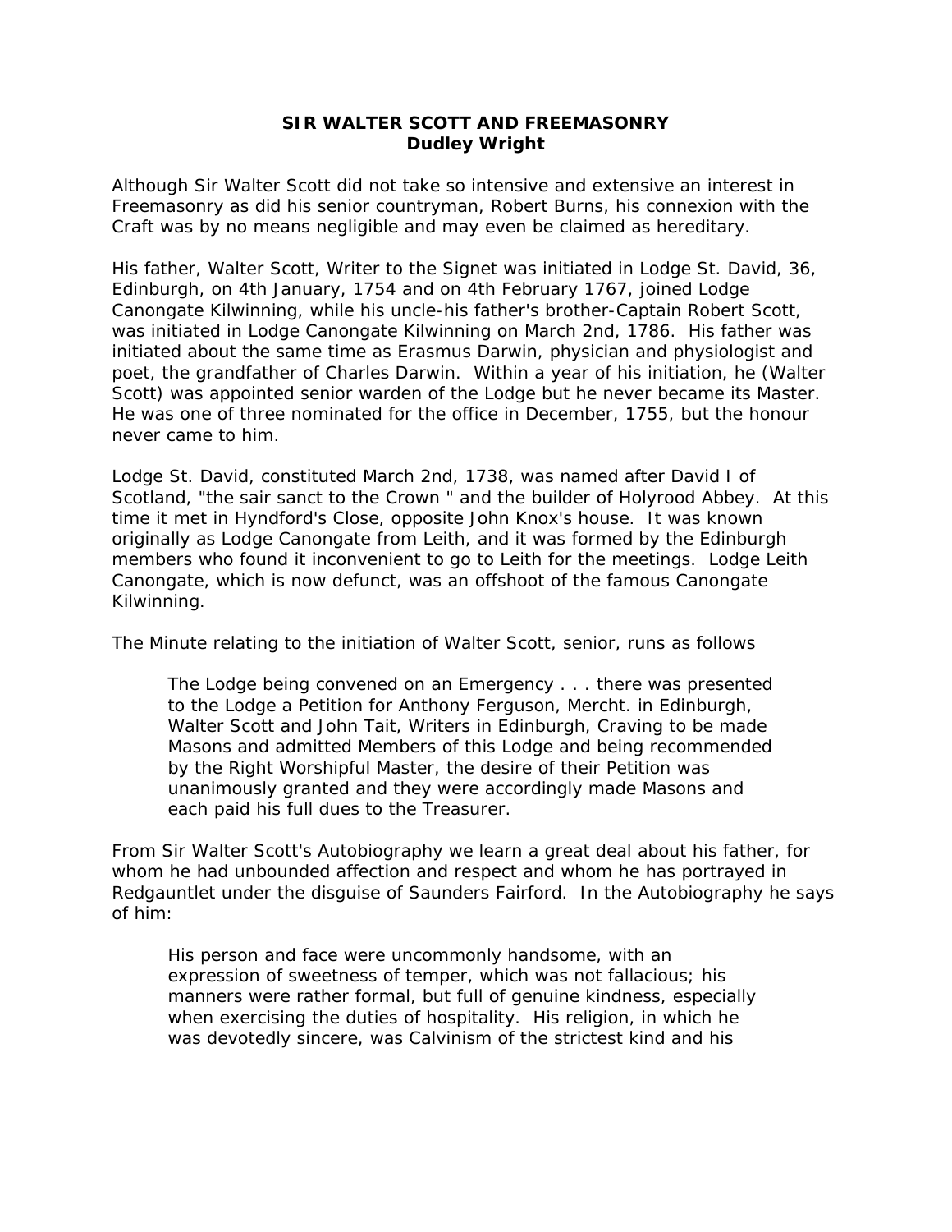# SIR WALTER SCOTT AND FREEMASONRY

**Dudley Wright**

Although Sir Walter Scott did not take so intensive and extensive an interest in Freemasonry as did his senior countryman, Robert Burns, his connexion with the Craft was by no means negligible and may even be claimed as hereditary.

His father, Walter Scott, Writer to the Signet was initiated in Lodge St. David, 36, Edinburgh, on 4th January, 1754 and on 4th February 1767, joined Lodge Canongate Kilwinning, while his uncle-his father's brother-Captain Robert Scott, was initiated in Lodge Canongate Kilwinning on March 2nd, 1786. His father was initiated about the same time as Erasmus Darwin, physician and physiologist and poet, the grandfather of Charles Darwin. Within a year of his initiation, he (Walter Scott) was appointed senior warden of the Lodge but he never became its Master. He was one of three nominated for the office in December, 1755, but the honour never came to him.

Lodge St. David, constituted March 2nd, 1738, was named after David I of Scotland, "the sair sanct to the Crown " and the builder of Holyrood Abbey. At this time it met in Hyndford's Close, opposite John Knox's house. It was known originally as Lodge Canongate from Leith, and it was formed by the Edinburgh members who found it inconvenient to go to Leith for the meetings. Lodge Leith Canongate, which is now defunct, was an offshoot of the famous Canongate Kilwinning.

The Minute relating to the initiation of Walter Scott, senior, runs as follows

> The Lodge being convened on an Emergency . . . there was presented to the Lodge a Petition for Anthony Ferguson, Mercht. in Edinburgh, Walter Scott and John Tait, Writers in Edinburgh, Craving to be made Masons and admitted Members of this Lodge and being recommended by the Right Worshipful Master, the desire of their Petition was unanimously granted and they were accordingly made Masons and each paid his full dues to the Treasurer.

From Sir Walter Scott's Autobiography we learn a great deal about his father, for whom he had unbounded affection and respect and whom he has portrayed in Redgauntlet under the disguise of Saunders Fairford. In the Autobiography he says of him:

> His person and face were uncommonly handsome, with an expression of sweetness of temper, which was not fallacious; his manners were rather formal, but full of genuine kindness, especially when exercising the duties of hospitality. His religion, in which he was devotedly sincere, was Calvinism of the strictest kind and his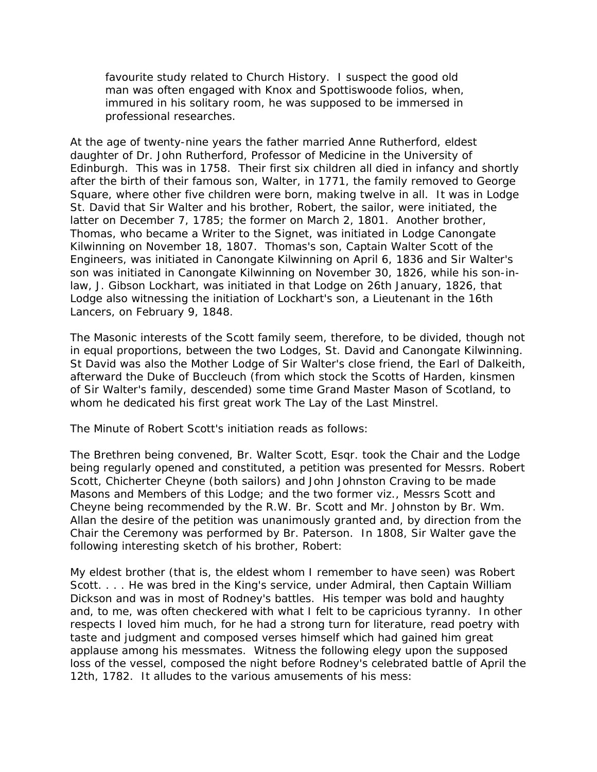> favourite study related to Church History. I suspect the good old man was often engaged with Knox and Spottiswoode folios, when, immured in his solitary room, he was supposed to be immersed in professional researches.

At the age of twenty-nine years the father married Anne Rutherford, eldest daughter of Dr. John Rutherford, Professor of Medicine in the University of Edinburgh. This was in 1758. Their first six children all died in infancy and shortly after the birth of their famous son, Walter, in 1771, the family removed to George Square, where other five children were born, making twelve in all. It was in Lodge St. David that Sir Walter and his brother, Robert, the sailor, were initiated, the latter on December 7, 1785; the former on March 2, 1801. Another brother, Thomas, who became a Writer to the Signet, was initiated in Lodge Canongate Kilwinning on November 18, 1807. Thomas's son, Captain Walter Scott of the Engineers, was initiated in Canongate Kilwinning on April 6, 1836 and Sir Walter's son was initiated in Canongate Kilwinning on November 30, 1826, while his son-in-law, J. Gibson Lockhart, was initiated in that Lodge on 26th January, 1826, that Lodge also witnessing the initiation of Lockhart's son, a Lieutenant in the 16th Lancers, on February 9, 1848.

The Masonic interests of the Scott family seem, therefore, to be divided, though not in equal proportions, between the two Lodges, St. David and Canongate Kilwinning. St David was also the Mother Lodge of Sir Walter's close friend, the Earl of Dalkeith, afterward the Duke of Buccleuch (from which stock the Scotts of Harden, kinsmen of Sir Walter's family, descended) some time Grand Master Mason of Scotland, to whom he dedicated his first great work The Lay of the Last Minstrel.

The Minute of Robert Scott's initiation reads as follows:

The Brethren being convened, Br. Walter Scott, Esqr. took the Chair and the Lodge being regularly opened and constituted, a petition was presented for Messrs. Robert Scott, Chicherter Cheyne (both sailors) and John Johnston Craving to be made Masons and Members of this Lodge; and the two former viz., Messrs Scott and Cheyne being recommended by the R.W. Br. Scott and Mr. Johnston by Br. Wm. Allan the desire of the petition was unanimously granted and, by direction from the Chair the Ceremony was performed by Br. Paterson. In 1808, Sir Walter gave the following interesting sketch of his brother, Robert:

My eldest brother (that is, the eldest whom I remember to have seen) was Robert Scott. . . . He was bred in the King's service, under Admiral, then Captain William Dickson and was in most of Rodney's battles. His temper was bold and haughty and, to me, was often checkered with what I felt to be capricious tyranny. In other respects I loved him much, for he had a strong turn for literature, read poetry with taste and judgment and composed verses himself which had gained him great applause among his messmates. Witness the following elegy upon the supposed loss of the vessel, composed the night before Rodney's celebrated battle of April the 12th, 1782. It alludes to the various amusements of his mess: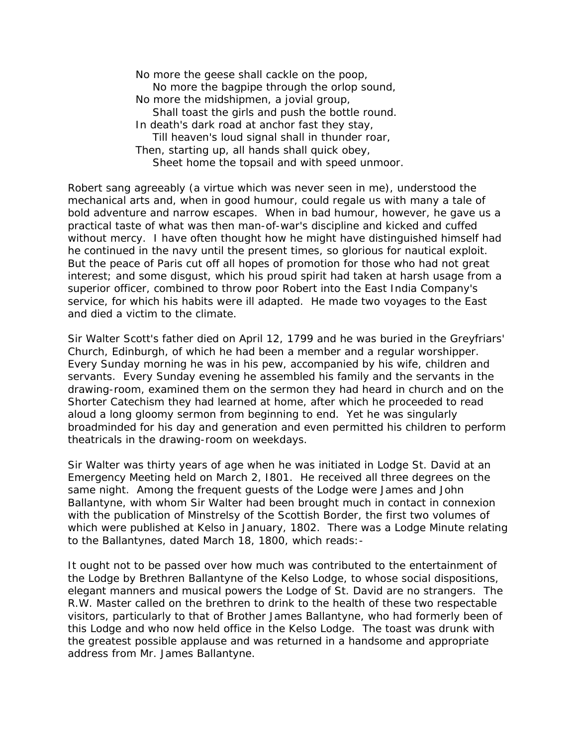No more the geese shall cackle on the poop,  
    No more the bagpipe through the orlop sound,  
No more the midshipmen, a jovial group,  
    Shall toast the girls and push the bottle round.  
In death's dark road at anchor fast they stay,  
    Till heaven's loud signal shall in thunder roar,  
Then, starting up, all hands shall quick obey,  
    Sheet home the topsail and with speed unmoor.

Robert sang agreeably (a virtue which was never seen in me), understood the mechanical arts and, when in good humour, could regale us with many a tale of bold adventure and narrow escapes. When in bad humour, however, he gave us a practical taste of what was then man-of-war's discipline and kicked and cuffed without mercy. I have often thought how he might have distinguished himself had he continued in the navy until the present times, so glorious for nautical exploit. But the peace of Paris cut off all hopes of promotion for those who had not great interest; and some disgust, which his proud spirit had taken at harsh usage from a superior officer, combined to throw poor Robert into the East India Company's service, for which his habits were ill adapted. He made two voyages to the East and died a victim to the climate.

Sir Walter Scott's father died on April 12, 1799 and he was buried in the Greyfriars' Church, Edinburgh, of which he had been a member and a regular worshipper. Every Sunday morning he was in his pew, accompanied by his wife, children and servants. Every Sunday evening he assembled his family and the servants in the drawing-room, examined them on the sermon they had heard in church and on the Shorter Catechism they had learned at home, after which he proceeded to read aloud a long gloomy sermon from beginning to end. Yet he was singularly broadminded for his day and generation and even permitted his children to perform theatricals in the drawing-room on weekdays.

Sir Walter was thirty years of age when he was initiated in Lodge St. David at an Emergency Meeting held on March 2, I801. He received all three degrees on the same night. Among the frequent guests of the Lodge were James and John Ballantyne, with whom Sir Walter had been brought much in contact in connexion with the publication of Minstrelsy of the Scottish Border, the first two volumes of which were published at Kelso in January, 1802. There was a Lodge Minute relating to the Ballantynes, dated March 18, 1800, which reads:-

It ought not to be passed over how much was contributed to the entertainment of the Lodge by Brethren Ballantyne of the Kelso Lodge, to whose social dispositions, elegant manners and musical powers the Lodge of St. David are no strangers. The R.W. Master called on the brethren to drink to the health of these two respectable visitors, particularly to that of Brother James Ballantyne, who had formerly been of this Lodge and who now held office in the Kelso Lodge. The toast was drunk with the greatest possible applause and was returned in a handsome and appropriate address from Mr. James Ballantyne.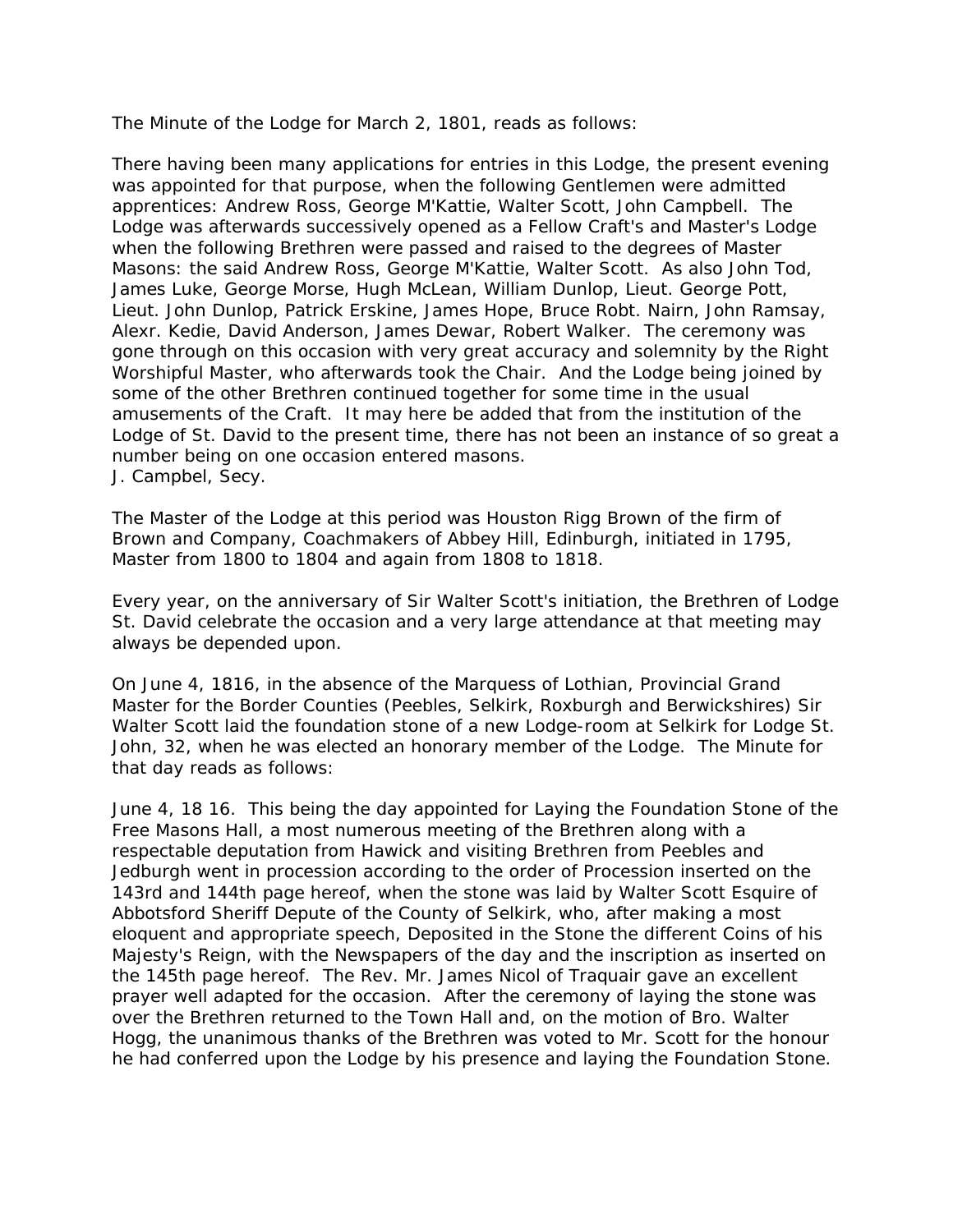The Minute of the Lodge for March 2, 1801, reads as follows:

There having been many applications for entries in this Lodge, the present evening was appointed for that purpose, when the following Gentlemen were admitted apprentices: Andrew Ross, George M'Kattie, Walter Scott, John Campbell. The Lodge was afterwards successively opened as a Fellow Craft's and Master's Lodge when the following Brethren were passed and raised to the degrees of Master Masons: the said Andrew Ross, George M'Kattie, Walter Scott. As also John Tod, James Luke, George Morse, Hugh McLean, William Dunlop, Lieut. George Pott, Lieut. John Dunlop, Patrick Erskine, James Hope, Bruce Robt. Nairn, John Ramsay, Alexr. Kedie, David Anderson, James Dewar, Robert Walker. The ceremony was gone through on this occasion with very great accuracy and solemnity by the Right Worshipful Master, who afterwards took the Chair. And the Lodge being joined by some of the other Brethren continued together for some time in the usual amusements of the Craft. It may here be added that from the institution of the Lodge of St. David to the present time, there has not been an instance of so great a number being on one occasion entered masons.
J. Campbel, Secy.

The Master of the Lodge at this period was Houston Rigg Brown of the firm of Brown and Company, Coachmakers of Abbey Hill, Edinburgh, initiated in 1795, Master from 1800 to 1804 and again from 1808 to 1818.

Every year, on the anniversary of Sir Walter Scott's initiation, the Brethren of Lodge St. David celebrate the occasion and a very large attendance at that meeting may always be depended upon.

On June 4, 1816, in the absence of the Marquess of Lothian, Provincial Grand Master for the Border Counties (Peebles, Selkirk, Roxburgh and Berwickshires) Sir Walter Scott laid the foundation stone of a new Lodge-room at Selkirk for Lodge St. John, 32, when he was elected an honorary member of the Lodge. The Minute for that day reads as follows:

June 4, 18 16. This being the day appointed for Laying the Foundation Stone of the Free Masons Hall, a most numerous meeting of the Brethren along with a respectable deputation from Hawick and visiting Brethren from Peebles and Jedburgh went in procession according to the order of Procession inserted on the 143rd and 144th page hereof, when the stone was laid by Walter Scott Esquire of Abbotsford Sheriff Depute of the County of Selkirk, who, after making a most eloquent and appropriate speech, Deposited in the Stone the different Coins of his Majesty's Reign, with the Newspapers of the day and the inscription as inserted on the 145th page hereof. The Rev. Mr. James Nicol of Traquair gave an excellent prayer well adapted for the occasion. After the ceremony of laying the stone was over the Brethren returned to the Town Hall and, on the motion of Bro. Walter Hogg, the unanimous thanks of the Brethren was voted to Mr. Scott for the honour he had conferred upon the Lodge by his presence and laying the Foundation Stone.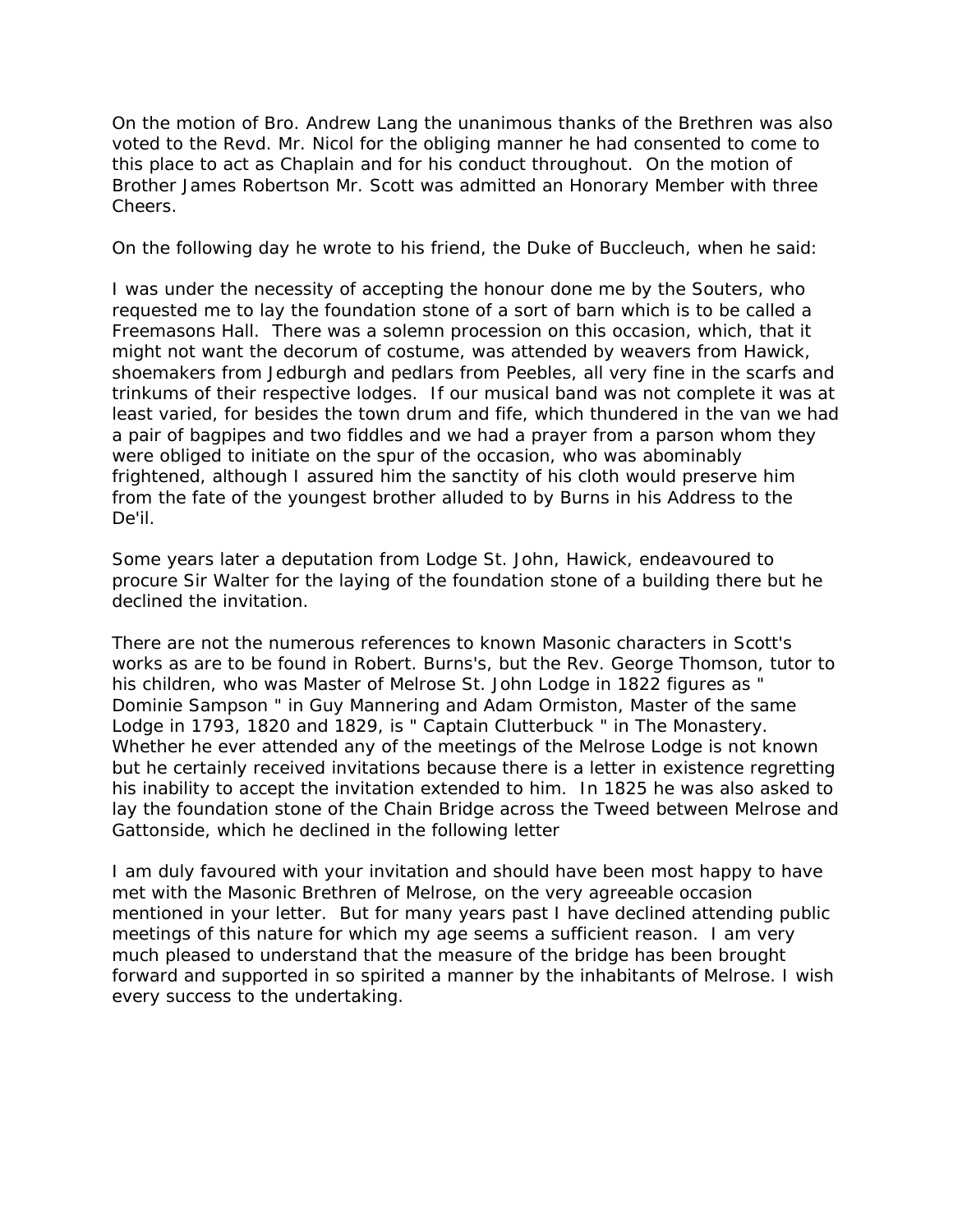On the motion of Bro. Andrew Lang the unanimous thanks of the Brethren was also voted to the Revd. Mr. Nicol for the obliging manner he had consented to come to this place to act as Chaplain and for his conduct throughout. On the motion of Brother James Robertson Mr. Scott was admitted an Honorary Member with three Cheers.

On the following day he wrote to his friend, the Duke of Buccleuch, when he said:

I was under the necessity of accepting the honour done me by the Souters, who requested me to lay the foundation stone of a sort of barn which is to be called a Freemasons Hall. There was a solemn procession on this occasion, which, that it might not want the decorum of costume, was attended by weavers from Hawick, shoemakers from Jedburgh and pedlars from Peebles, all very fine in the scarfs and trinkums of their respective lodges. If our musical band was not complete it was at least varied, for besides the town drum and fife, which thundered in the van we had a pair of bagpipes and two fiddles and we had a prayer from a parson whom they were obliged to initiate on the spur of the occasion, who was abominably frightened, although I assured him the sanctity of his cloth would preserve him from the fate of the youngest brother alluded to by Burns in his Address to the De'il.

Some years later a deputation from Lodge St. John, Hawick, endeavoured to procure Sir Walter for the laying of the foundation stone of a building there but he declined the invitation.

There are not the numerous references to known Masonic characters in Scott's works as are to be found in Robert. Burns's, but the Rev. George Thomson, tutor to his children, who was Master of Melrose St. John Lodge in 1822 figures as " Dominie Sampson " in Guy Mannering and Adam Ormiston, Master of the same Lodge in 1793, 1820 and 1829, is " Captain Clutterbuck " in The Monastery. Whether he ever attended any of the meetings of the Melrose Lodge is not known but he certainly received invitations because there is a letter in existence regretting his inability to accept the invitation extended to him. In 1825 he was also asked to lay the foundation stone of the Chain Bridge across the Tweed between Melrose and Gattonside, which he declined in the following letter

I am duly favoured with your invitation and should have been most happy to have met with the Masonic Brethren of Melrose, on the very agreeable occasion mentioned in your letter. But for many years past I have declined attending public meetings of this nature for which my age seems a sufficient reason. I am very much pleased to understand that the measure of the bridge has been brought forward and supported in so spirited a manner by the inhabitants of Melrose. I wish every success to the undertaking.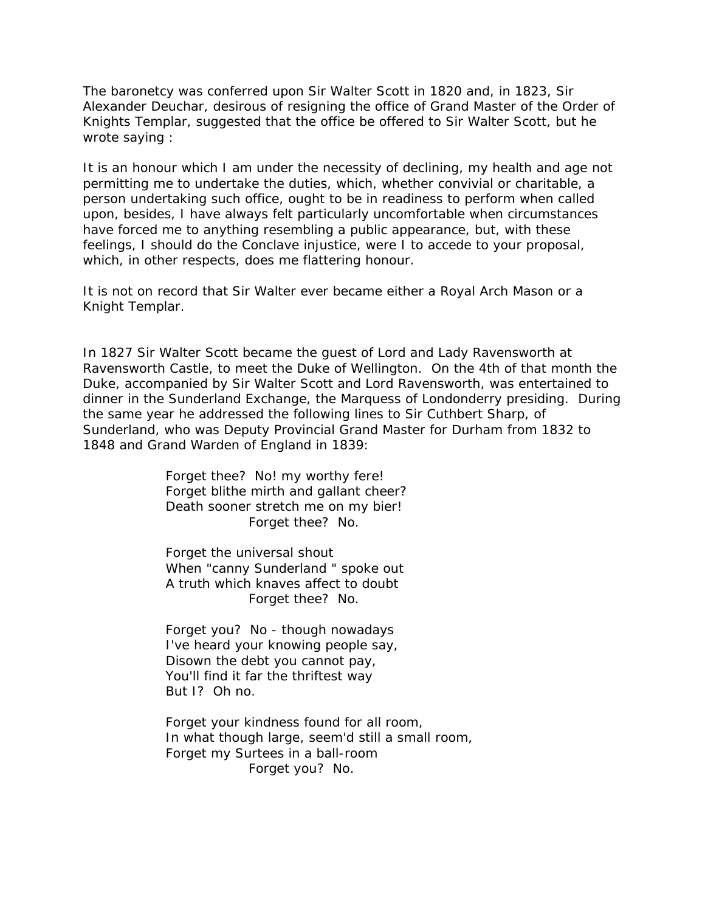The baronetcy was conferred upon Sir Walter Scott in 1820 and, in 1823, Sir Alexander Deuchar, desirous of resigning the office of Grand Master of the Order of Knights Templar, suggested that the office be offered to Sir Walter Scott, but he wrote saying :

It is an honour which I am under the necessity of declining, my health and age not permitting me to undertake the duties, which, whether convivial or charitable, a person undertaking such office, ought to be in readiness to perform when called upon, besides, I have always felt particularly uncomfortable when circumstances have forced me to anything resembling a public appearance, but, with these feelings, I should do the Conclave injustice, were I to accede to your proposal, which, in other respects, does me flattering honour.

It is not on record that Sir Walter ever became either a Royal Arch Mason or a Knight Templar.

In 1827 Sir Walter Scott became the guest of Lord and Lady Ravensworth at Ravensworth Castle, to meet the Duke of Wellington. On the 4th of that month the Duke, accompanied by Sir Walter Scott and Lord Ravensworth, was entertained to dinner in the Sunderland Exchange, the Marquess of Londonderry presiding. During the same year he addressed the following lines to Sir Cuthbert Sharp, of Sunderland, who was Deputy Provincial Grand Master for Durham from 1832 to 1848 and Grand Warden of England in 1839:

Forget thee? No! my worthy fere!  
Forget blithe mirth and gallant cheer?  
Death sooner stretch me on my bier!  
Forget thee? No.

Forget the universal shout  
When "canny Sunderland " spoke out  
A truth which knaves affect to doubt  
Forget thee? No.

Forget you? No - though nowadays  
I've heard your knowing people say,  
Disown the debt you cannot pay,  
You'll find it far the thriftest way  
But I? Oh no.

Forget your kindness found for all room,  
In what though large, seem'd still a small room,  
Forget my Surtees in a ball-room  
Forget you? No.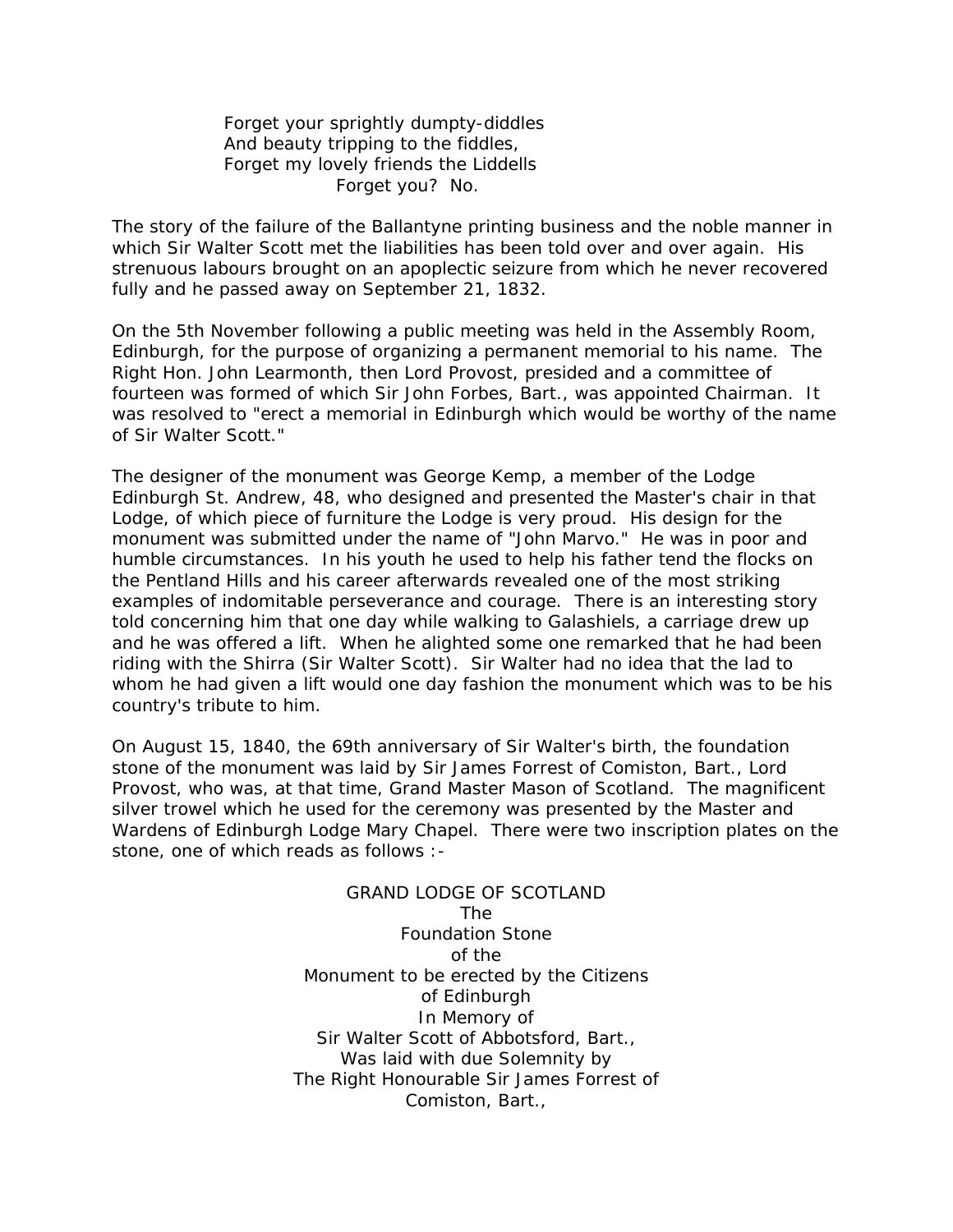Forget your sprightly dumpty-diddles  
And beauty tripping to the fiddles,  
Forget my lovely friends the Liddells  
Forget you? No.

The story of the failure of the Ballantyne printing business and the noble manner in which Sir Walter Scott met the liabilities has been told over and over again. His strenuous labours brought on an apoplectic seizure from which he never recovered fully and he passed away on September 21, 1832.

On the 5th November following a public meeting was held in the Assembly Room, Edinburgh, for the purpose of organizing a permanent memorial to his name. The Right Hon. John Learmonth, then Lord Provost, presided and a committee of fourteen was formed of which Sir John Forbes, Bart., was appointed Chairman. It was resolved to "erect a memorial in Edinburgh which would be worthy of the name of Sir Walter Scott."

The designer of the monument was George Kemp, a member of the Lodge Edinburgh St. Andrew, 48, who designed and presented the Master's chair in that Lodge, of which piece of furniture the Lodge is very proud. His design for the monument was submitted under the name of "John Marvo." He was in poor and humble circumstances. In his youth he used to help his father tend the flocks on the Pentland Hills and his career afterwards revealed one of the most striking examples of indomitable perseverance and courage. There is an interesting story told concerning him that one day while walking to Galashiels, a carriage drew up and he was offered a lift. When he alighted some one remarked that he had been riding with the Shirra (Sir Walter Scott). Sir Walter had no idea that the lad to whom he had given a lift would one day fashion the monument which was to be his country's tribute to him.

On August 15, 1840, the 69th anniversary of Sir Walter's birth, the foundation stone of the monument was laid by Sir James Forrest of Comiston, Bart., Lord Provost, who was, at that time, Grand Master Mason of Scotland. The magnificent silver trowel which he used for the ceremony was presented by the Master and Wardens of Edinburgh Lodge Mary Chapel. There were two inscription plates on the stone, one of which reads as follows :-

GRAND LODGE OF SCOTLAND  
The  
Foundation Stone  
of the  
Monument to be erected by the Citizens  
of Edinburgh  
In Memory of  
Sir Walter Scott of Abbotsford, Bart.,  
Was laid with due Solemnity by  
The Right Honourable Sir James Forrest of  
Comiston, Bart.,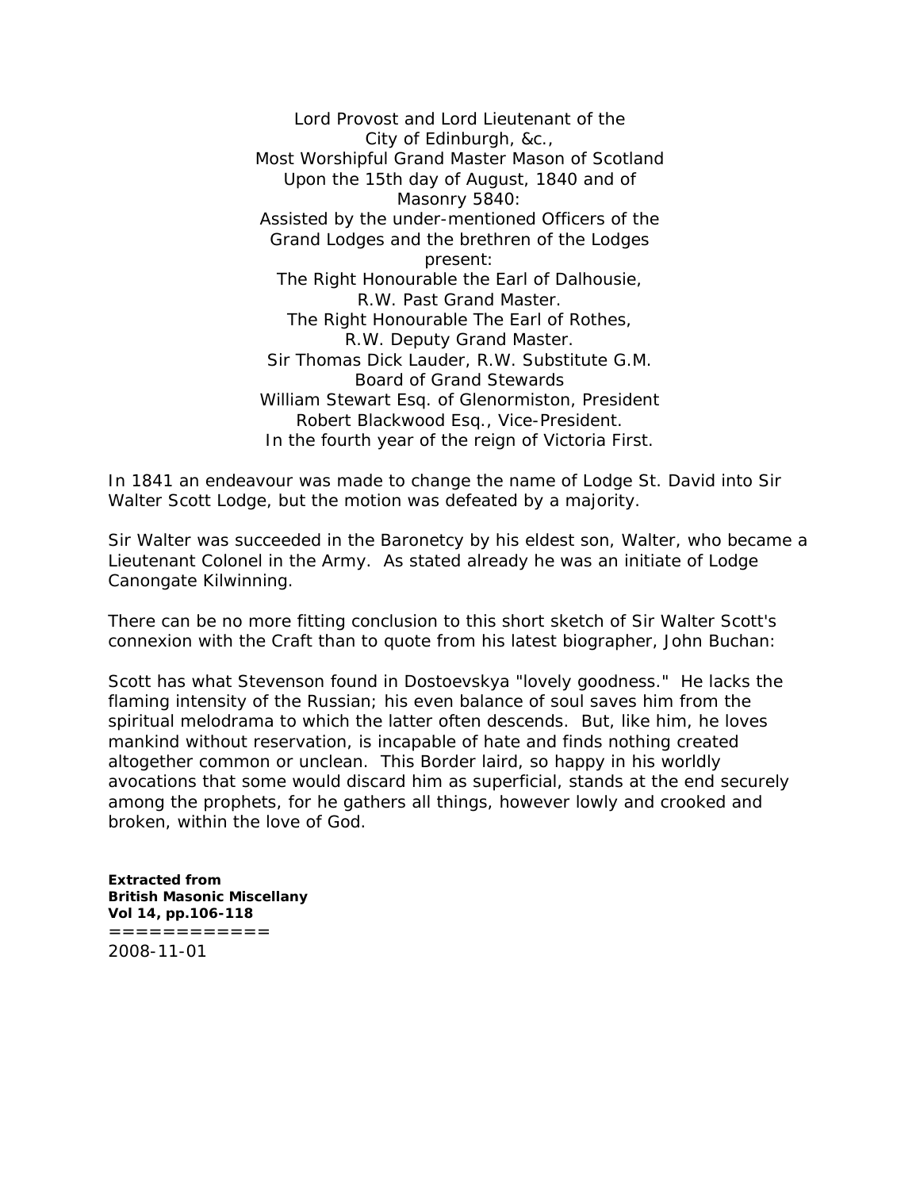Lord Provost and Lord Lieutenant of the
City of Edinburgh, &c.,
Most Worshipful Grand Master Mason of Scotland
Upon the 15th day of August, 1840 and of
Masonry 5840:
Assisted by the under-mentioned Officers of the
Grand Lodges and the brethren of the Lodges
present:
The Right Honourable the Earl of Dalhousie,
R.W. Past Grand Master.
The Right Honourable The Earl of Rothes,
R.W. Deputy Grand Master.
Sir Thomas Dick Lauder, R.W. Substitute G.M.
Board of Grand Stewards
William Stewart Esq. of Glenormiston, President
Robert Blackwood Esq., Vice-President.
In the fourth year of the reign of Victoria First.

In 1841 an endeavour was made to change the name of Lodge St. David into Sir Walter Scott Lodge, but the motion was defeated by a majority.

Sir Walter was succeeded in the Baronetcy by his eldest son, Walter, who became a Lieutenant Colonel in the Army. As stated already he was an initiate of Lodge Canongate Kilwinning.

There can be no more fitting conclusion to this short sketch of Sir Walter Scott's connexion with the Craft than to quote from his latest biographer, John Buchan:

Scott has what Stevenson found in Dostoevskya "lovely goodness." He lacks the flaming intensity of the Russian; his even balance of soul saves him from the spiritual melodrama to which the latter often descends. But, like him, he loves mankind without reservation, is incapable of hate and finds nothing created altogether common or unclean. This Border laird, so happy in his worldly avocations that some would discard him as superficial, stands at the end securely among the prophets, for he gathers all things, however lowly and crooked and broken, within the love of God.

**Extracted from**
**British Masonic Miscellany**
**Vol 14, pp.106-118**
============
2008-11-01